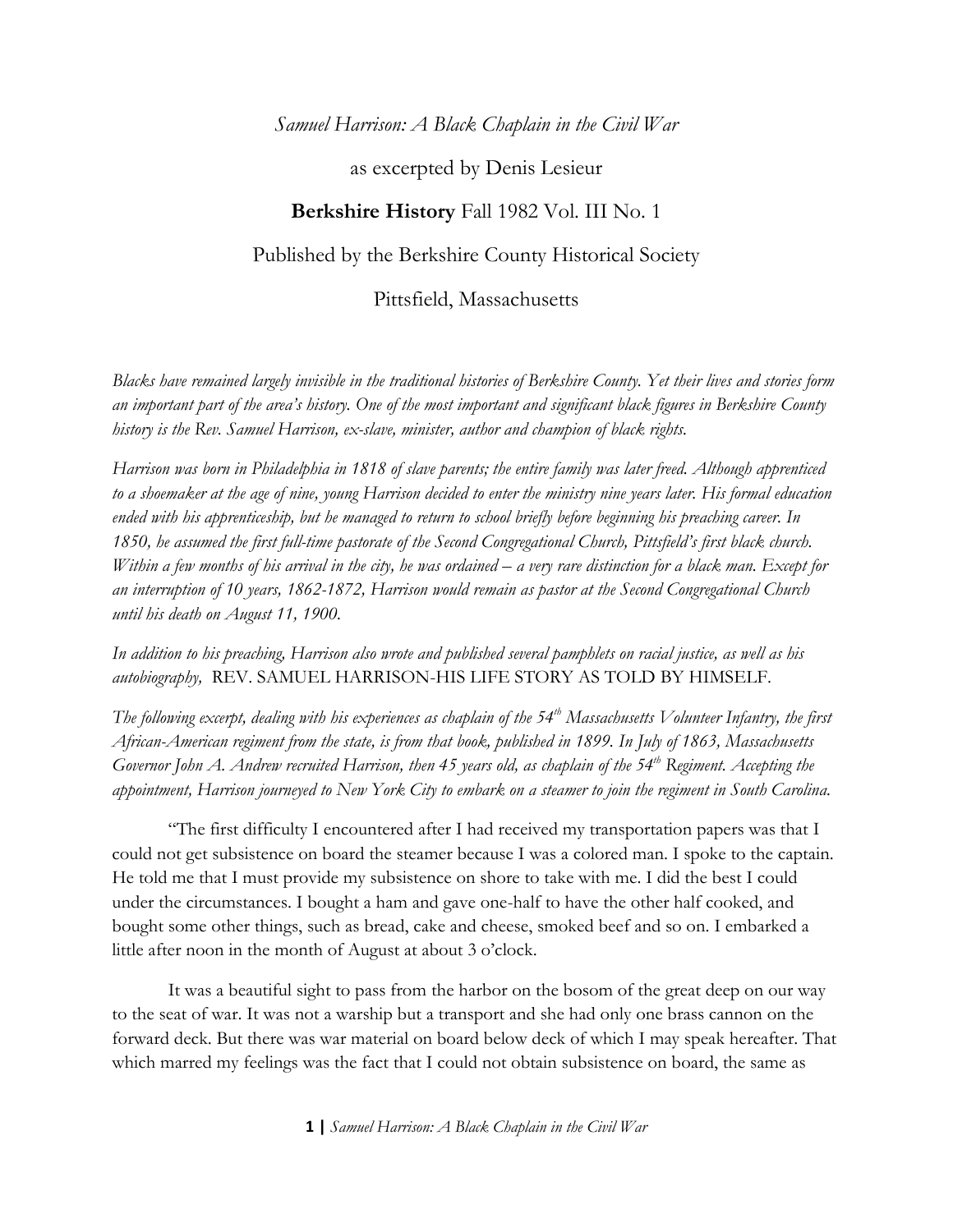*Samuel Harrison: A Black Chaplain in the Civil War*

as excerpted by Denis Lesieur

**Berkshire History** Fall 1982 Vol. III No. 1

Published by the Berkshire County Historical Society

Pittsfield, Massachusetts

*Blacks have remained largely invisible in the traditional histories of Berkshire County. Yet their lives and stories form an important part of the area's history. One of the most important and significant black figures in Berkshire County history is the Rev. Samuel Harrison, ex-slave, minister, author and champion of black rights.*

*Harrison was born in Philadelphia in 1818 of slave parents; the entire family was later freed. Although apprenticed to a shoemaker at the age of nine, young Harrison decided to enter the ministry nine years later. His formal education ended with his apprenticeship, but he managed to return to school briefly before beginning his preaching career. In 1850, he assumed the first full-time pastorate of the Second Congregational Church, Pittsfield's first black church. Within a few months of his arrival in the city, he was ordained – a very rare distinction for a black man. Except for an interruption of 10 years, 1862-1872, Harrison would remain as pastor at the Second Congregational Church until his death on August 11, 1900.*

*In addition to his preaching, Harrison also wrote and published several pamphlets on racial justice, as well as his autobiography,* REV. SAMUEL HARRISON-HIS LIFE STORY AS TOLD BY HIMSELF.

*The following excerpt, dealing with his experiences as chaplain of the 54th Massachusetts Volunteer Infantry, the first African-American regiment from the state, is from that book, published in 1899. In July of 1863, Massachusetts Governor John A. Andrew recruited Harrison, then 45 years old, as chaplain of the 54th Regiment. Accepting the appointment, Harrison journeyed to New York City to embark on a steamer to join the regiment in South Carolina.*

"The first difficulty I encountered after I had received my transportation papers was that I could not get subsistence on board the steamer because I was a colored man. I spoke to the captain. He told me that I must provide my subsistence on shore to take with me. I did the best I could under the circumstances. I bought a ham and gave one-half to have the other half cooked, and bought some other things, such as bread, cake and cheese, smoked beef and so on. I embarked a little after noon in the month of August at about 3 o'clock.

It was a beautiful sight to pass from the harbor on the bosom of the great deep on our way to the seat of war. It was not a warship but a transport and she had only one brass cannon on the forward deck. But there was war material on board below deck of which I may speak hereafter. That which marred my feelings was the fact that I could not obtain subsistence on board, the same as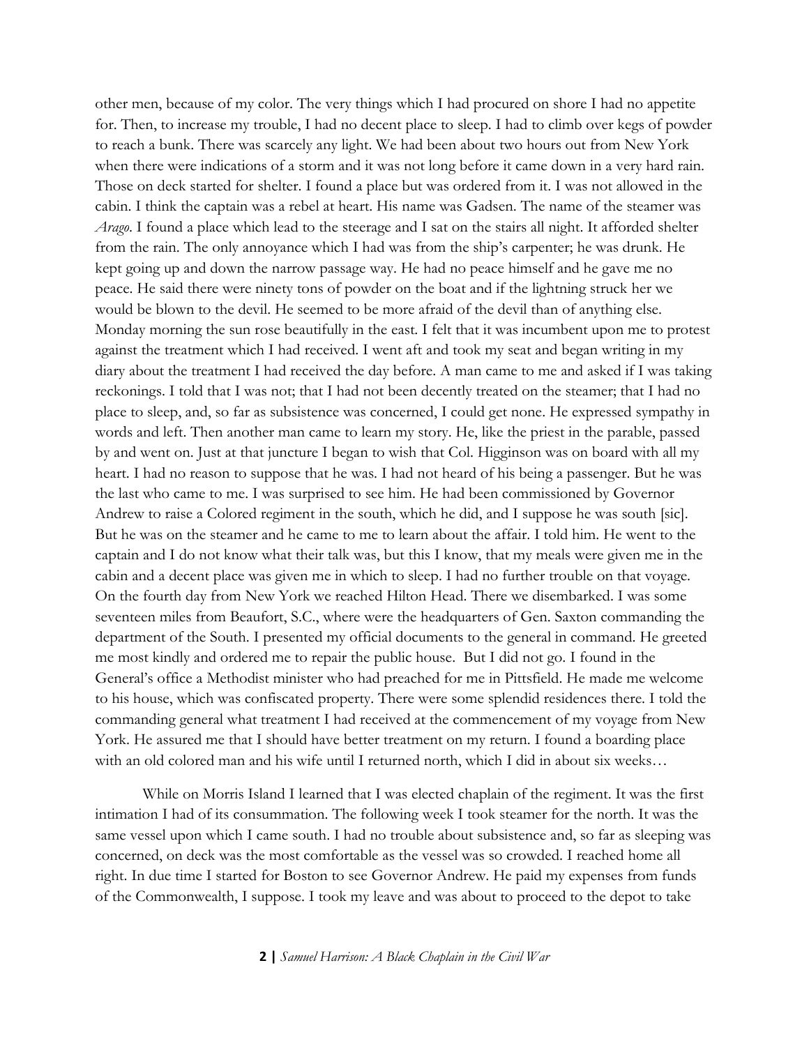other men, because of my color. The very things which I had procured on shore I had no appetite for. Then, to increase my trouble, I had no decent place to sleep. I had to climb over kegs of powder to reach a bunk. There was scarcely any light. We had been about two hours out from New York when there were indications of a storm and it was not long before it came down in a very hard rain. Those on deck started for shelter. I found a place but was ordered from it. I was not allowed in the cabin. I think the captain was a rebel at heart. His name was Gadsen. The name of the steamer was *Arago*. I found a place which lead to the steerage and I sat on the stairs all night. It afforded shelter from the rain. The only annoyance which I had was from the ship's carpenter; he was drunk. He kept going up and down the narrow passage way. He had no peace himself and he gave me no peace. He said there were ninety tons of powder on the boat and if the lightning struck her we would be blown to the devil. He seemed to be more afraid of the devil than of anything else. Monday morning the sun rose beautifully in the east. I felt that it was incumbent upon me to protest against the treatment which I had received. I went aft and took my seat and began writing in my diary about the treatment I had received the day before. A man came to me and asked if I was taking reckonings. I told that I was not; that I had not been decently treated on the steamer; that I had no place to sleep, and, so far as subsistence was concerned, I could get none. He expressed sympathy in words and left. Then another man came to learn my story. He, like the priest in the parable, passed by and went on. Just at that juncture I began to wish that Col. Higginson was on board with all my heart. I had no reason to suppose that he was. I had not heard of his being a passenger. But he was the last who came to me. I was surprised to see him. He had been commissioned by Governor Andrew to raise a Colored regiment in the south, which he did, and I suppose he was south [sic]. But he was on the steamer and he came to me to learn about the affair. I told him. He went to the captain and I do not know what their talk was, but this I know, that my meals were given me in the cabin and a decent place was given me in which to sleep. I had no further trouble on that voyage. On the fourth day from New York we reached Hilton Head. There we disembarked. I was some seventeen miles from Beaufort, S.C., where were the headquarters of Gen. Saxton commanding the department of the South. I presented my official documents to the general in command. He greeted me most kindly and ordered me to repair the public house. But I did not go. I found in the General's office a Methodist minister who had preached for me in Pittsfield. He made me welcome to his house, which was confiscated property. There were some splendid residences there. I told the commanding general what treatment I had received at the commencement of my voyage from New York. He assured me that I should have better treatment on my return. I found a boarding place with an old colored man and his wife until I returned north, which I did in about six weeks…

While on Morris Island I learned that I was elected chaplain of the regiment. It was the first intimation I had of its consummation. The following week I took steamer for the north. It was the same vessel upon which I came south. I had no trouble about subsistence and, so far as sleeping was concerned, on deck was the most comfortable as the vessel was so crowded. I reached home all right. In due time I started for Boston to see Governor Andrew. He paid my expenses from funds of the Commonwealth, I suppose. I took my leave and was about to proceed to the depot to take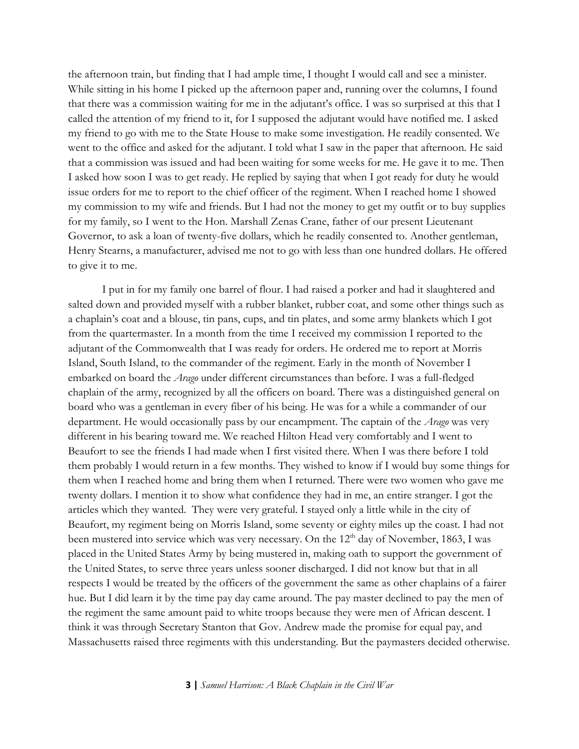the afternoon train, but finding that I had ample time, I thought I would call and see a minister. While sitting in his home I picked up the afternoon paper and, running over the columns, I found that there was a commission waiting for me in the adjutant's office. I was so surprised at this that I called the attention of my friend to it, for I supposed the adjutant would have notified me. I asked my friend to go with me to the State House to make some investigation. He readily consented. We went to the office and asked for the adjutant. I told what I saw in the paper that afternoon. He said that a commission was issued and had been waiting for some weeks for me. He gave it to me. Then I asked how soon I was to get ready. He replied by saying that when I got ready for duty he would issue orders for me to report to the chief officer of the regiment. When I reached home I showed my commission to my wife and friends. But I had not the money to get my outfit or to buy supplies for my family, so I went to the Hon. Marshall Zenas Crane, father of our present Lieutenant Governor, to ask a loan of twenty-five dollars, which he readily consented to. Another gentleman, Henry Stearns, a manufacturer, advised me not to go with less than one hundred dollars. He offered to give it to me.

I put in for my family one barrel of flour. I had raised a porker and had it slaughtered and salted down and provided myself with a rubber blanket, rubber coat, and some other things such as a chaplain's coat and a blouse, tin pans, cups, and tin plates, and some army blankets which I got from the quartermaster. In a month from the time I received my commission I reported to the adjutant of the Commonwealth that I was ready for orders. He ordered me to report at Morris Island, South Island, to the commander of the regiment. Early in the month of November I embarked on board the *Arago* under different circumstances than before. I was a full-fledged chaplain of the army, recognized by all the officers on board. There was a distinguished general on board who was a gentleman in every fiber of his being. He was for a while a commander of our department. He would occasionally pass by our encampment. The captain of the *Arago* was very different in his bearing toward me. We reached Hilton Head very comfortably and I went to Beaufort to see the friends I had made when I first visited there. When I was there before I told them probably I would return in a few months. They wished to know if I would buy some things for them when I reached home and bring them when I returned. There were two women who gave me twenty dollars. I mention it to show what confidence they had in me, an entire stranger. I got the articles which they wanted. They were very grateful. I stayed only a little while in the city of Beaufort, my regiment being on Morris Island, some seventy or eighty miles up the coast. I had not been mustered into service which was very necessary. On the 12th day of November, 1863, I was placed in the United States Army by being mustered in, making oath to support the government of the United States, to serve three years unless sooner discharged. I did not know but that in all respects I would be treated by the officers of the government the same as other chaplains of a fairer hue. But I did learn it by the time pay day came around. The pay master declined to pay the men of the regiment the same amount paid to white troops because they were men of African descent. I think it was through Secretary Stanton that Gov. Andrew made the promise for equal pay, and Massachusetts raised three regiments with this understanding. But the paymasters decided otherwise.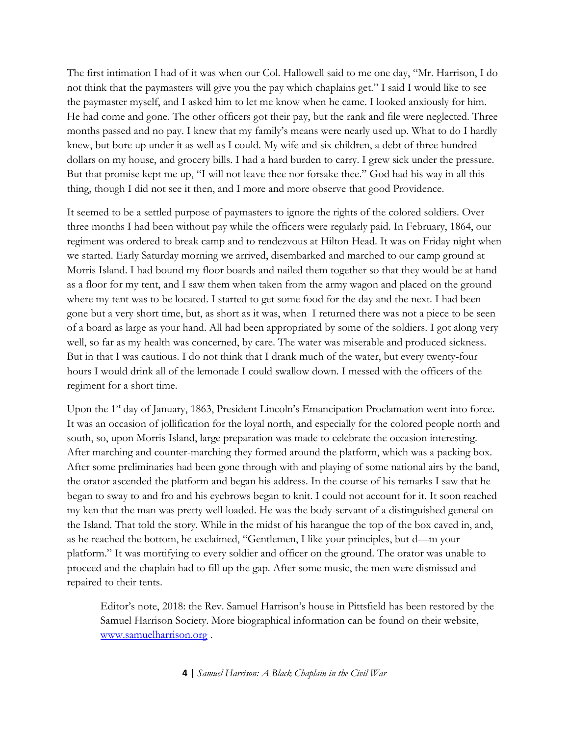The first intimation I had of it was when our Col. Hallowell said to me one day, "Mr. Harrison, I do not think that the paymasters will give you the pay which chaplains get." I said I would like to see the paymaster myself, and I asked him to let me know when he came. I looked anxiously for him. He had come and gone. The other officers got their pay, but the rank and file were neglected. Three months passed and no pay. I knew that my family's means were nearly used up. What to do I hardly knew, but bore up under it as well as I could. My wife and six children, a debt of three hundred dollars on my house, and grocery bills. I had a hard burden to carry. I grew sick under the pressure. But that promise kept me up, "I will not leave thee nor forsake thee." God had his way in all this thing, though I did not see it then, and I more and more observe that good Providence.

It seemed to be a settled purpose of paymasters to ignore the rights of the colored soldiers. Over three months I had been without pay while the officers were regularly paid. In February, 1864, our regiment was ordered to break camp and to rendezvous at Hilton Head. It was on Friday night when we started. Early Saturday morning we arrived, disembarked and marched to our camp ground at Morris Island. I had bound my floor boards and nailed them together so that they would be at hand as a floor for my tent, and I saw them when taken from the army wagon and placed on the ground where my tent was to be located. I started to get some food for the day and the next. I had been gone but a very short time, but, as short as it was, when I returned there was not a piece to be seen of a board as large as your hand. All had been appropriated by some of the soldiers. I got along very well, so far as my health was concerned, by care. The water was miserable and produced sickness. But in that I was cautious. I do not think that I drank much of the water, but every twenty-four hours I would drink all of the lemonade I could swallow down. I messed with the officers of the regiment for a short time.

Upon the 1st day of January, 1863, President Lincoln's Emancipation Proclamation went into force. It was an occasion of jollification for the loyal north, and especially for the colored people north and south, so, upon Morris Island, large preparation was made to celebrate the occasion interesting. After marching and counter-marching they formed around the platform, which was a packing box. After some preliminaries had been gone through with and playing of some national airs by the band, the orator ascended the platform and began his address. In the course of his remarks I saw that he began to sway to and fro and his eyebrows began to knit. I could not account for it. It soon reached my ken that the man was pretty well loaded. He was the body-servant of a distinguished general on the Island. That told the story. While in the midst of his harangue the top of the box caved in, and, as he reached the bottom, he exclaimed, "Gentlemen, I like your principles, but d—m your platform." It was mortifying to every soldier and officer on the ground. The orator was unable to proceed and the chaplain had to fill up the gap. After some music, the men were dismissed and repaired to their tents.

> Editor's note, 2018: the Rev. Samuel Harrison's house in Pittsfield has been restored by the Samuel Harrison Society. More biographical information can be found on their website, [www.samuelharrison.org](http://www.samuelharrison.org) .